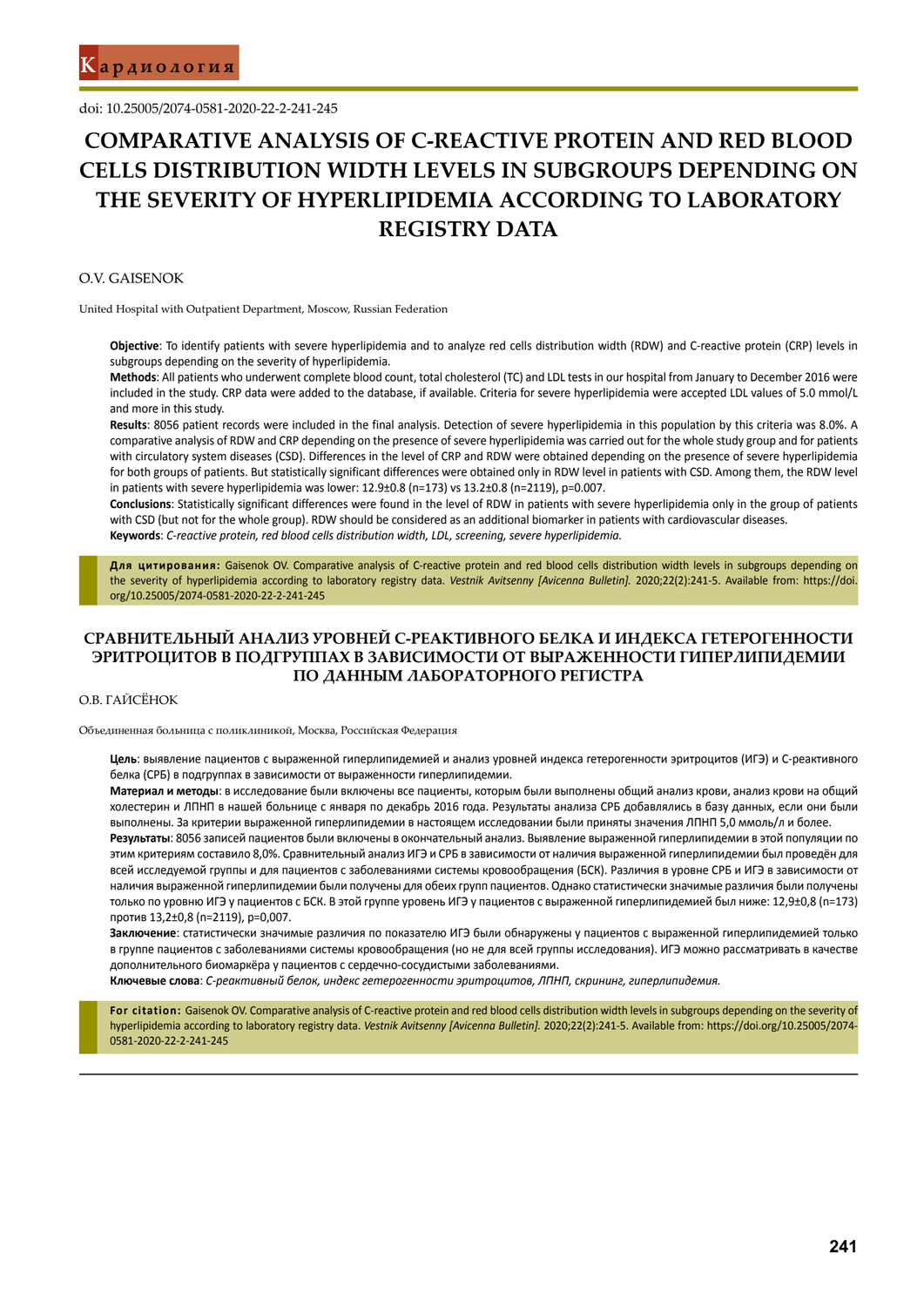doi: 10.25005/2074-0581-2020-22-2-241-245

# COMPARATIVE ANALYSIS OF C-REACTIVE PROTEIN AND RED BLOOD CELLS DISTRIBUTION WIDTH LEVELS IN SUBGROUPS DEPENDING ON THE SEVERITY OF HYPERLIPIDEMIA ACCORDING TO LABORATORY REGISTRY DATA

O.V. GAISENOK

United Hospital with Outpatient Department, Moscow, Russian Federation

**Objective**: To identify patients with severe hyperlipidemia and to analyze red cells distribution width (RDW) and C-reactive protein (CRP) levels in subgroups depending on the severity of hyperlipidemia.

**Methods**: All patients who underwent complete blood count, total cholesterol (TC) and LDL tests in our hospital from January to December 2016 were included in the study. CRP data were added to the database, if available. Criteria for severe hyperlipidemia were accepted LDL values of 5.0 mmol/L and more in this study.

**Results**: 8056 patient records were included in the final analysis. Detection of severe hyperlipidemia in this population by this criteria was 8.0%. A comparative analysis of RDW and CRP depending on the presence of severe hyperlipidemia was carried out for the whole study group and for patients with circulatory system diseases (CSD). Differences in the level of CRP and RDW were obtained depending on the presence of severe hyperlipidemia for both groups of patients. But statistically significant differences were obtained only in RDW level in patients with CSD. Among them, the RDW level in patients with severe hyperlipidemia was lower: 12.9±0.8 (n=173) vs 13.2±0.8 (n=2119), p=0.007.

**Conclusions**: Statistically significant differences were found in the level of RDW in patients with severe hyperlipidemia only in the group of patients with CSD (but not for the whole group). RDW should be considered as an additional biomarker in patients with cardiovascular diseases.

**Keywords**: *C-reactive protein, red blood cells distribution width, LDL, screening, severe hyperlipidemia.*

**Для цитирования:** Gaisenok OV. Comparative analysis of C-reactive protein and red blood cells distribution width levels in subgroups depending on the severity of hyperlipidemia according to laboratory registry data. *Vestnik Avitsenny [Avicenna Bulletin].* 2020;22(2):241-5. Available from: https://doi.org/10.25005/2074-0581-2020-22-2-241-245

# СРАВНИТЕЛЬНЫЙ АНАЛИЗ УРОВНЕЙ С-РЕАКТИВНОГО БЕЛКА И ИНДЕКСА ГЕТЕРОГЕННОСТИ ЭРИТРОЦИТОВ В ПОДГРУППАХ В ЗАВИСИМОСТИ ОТ ВЫРАЖЕННОСТИ ГИПЕРЛИПИДЕМИИ ПО ДАННЫМ ЛАБОРАТОРНОГО РЕГИСТРА

О.В. ГАЙСЁНОК

Объединенная больница с поликлиникой, Москва, Российская Федерация

**Цель**: выявление пациентов с выраженной гиперлипидемией и анализ уровней индекса гетерогенности эритроцитов (ИГЭ) и С-реактивного белка (СРБ) в подгруппах в зависимости от выраженности гиперлипидемии.

**Материал и методы**: в исследование были включены все пациенты, которым были выполнены общий анализ крови, анализ крови на общий холестерин и ЛПНП в нашей больнице с января по декабрь 2016 года. Результаты анализа СРБ добавлялись в базу данных, если они были выполнены. За критерии выраженной гиперлипидемии в настоящем исследовании были приняты значения ЛПНП 5,0 ммоль/л и более.

**Результаты**: 8056 записей пациентов были включены в окончательный анализ. Выявление выраженной гиперлипидемии в этой популяции по этим критериям составило 8,0%. Сравнительный анализ ИГЭ и СРБ в зависимости от наличия выраженной гиперлипидемии был проведён для всей исследуемой группы и для пациентов с заболеваниями системы кровообращения (БСК). Различия в уровне СРБ и ИГЭ в зависимости от наличия выраженной гиперлипидемии были получены для обеих групп пациентов. Однако статистически значимые различия были получены только по уровню ИГЭ у пациентов с БСК. В этой группе уровень ИГЭ у пациентов с выраженной гиперлипидемией был ниже: 12,9±0,8 (n=173) против 13,2±0,8 (n=2119), p=0,007.

**Заключение**: статистически значимые различия по показателю ИГЭ были обнаружены у пациентов с выраженной гиперлипидемией только в группе пациентов с заболеваниями системы кровообращения (но не для всей группы исследования). ИГЭ можно рассматривать в качестве дополнительного биомаркёра у пациентов с сердечно-сосудистыми заболеваниями.

**Ключевые слова**: *С-реактивный белок, индекс гетерогенности эритроцитов, ЛПНП, скрининг, гиперлипидемия.*

**For citation:** Gaisenok OV. Comparative analysis of C-reactive protein and red blood cells distribution width levels in subgroups depending on the severity of hyperlipidemia according to laboratory registry data. *Vestnik Avitsenny [Avicenna Bulletin].* 2020;22(2):241-5. Available from: https://doi.org/10.25005/2074-0581-2020-22-2-241-245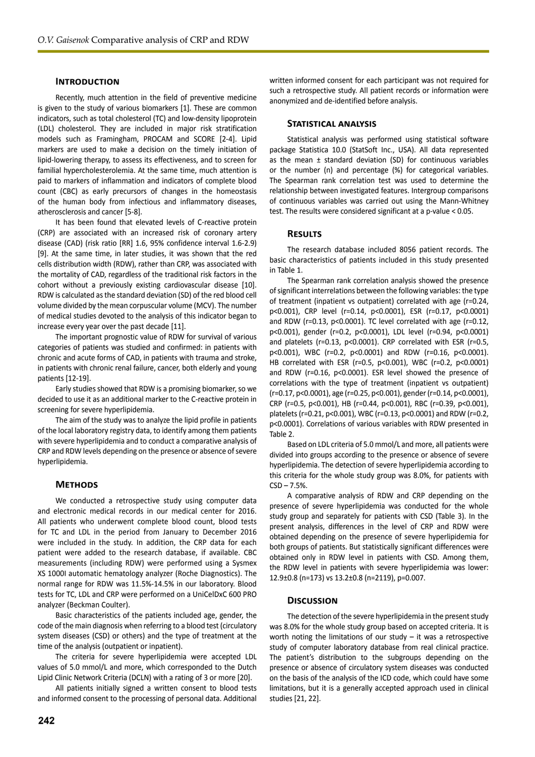## Introduction

Recently, much attention in the field of preventive medicine is given to the study of various biomarkers [1]. These are common indicators, such as total cholesterol (TC) and low-density lipoprotein (LDL) cholesterol. They are included in major risk stratification models such as Framingham, PROCAM and SCORE [2-4]. Lipid markers are used to make a decision on the timely initiation of lipid-lowering therapy, to assess its effectiveness, and to screen for familial hypercholesterolemia. At the same time, much attention is paid to markers of inflammation and indicators of complete blood count (CBC) as early precursors of changes in the homeostasis of the human body from infectious and inflammatory diseases, atherosclerosis and cancer [5-8].

It has been found that elevated levels of C-reactive protein (CRP) are associated with an increased risk of coronary artery disease (CAD) (risk ratio [RR] 1.6, 95% confidence interval 1.6-2.9) [9]. At the same time, in later studies, it was shown that the red cells distribution width (RDW), rather than CRP, was associated with the mortality of CAD, regardless of the traditional risk factors in the cohort without a previously existing cardiovascular disease [10]. RDW is calculated as the standard deviation (SD) of the red blood cell volume divided by the mean corpuscular volume (MCV). The number of medical studies devoted to the analysis of this indicator began to increase every year over the past decade [11].

The important prognostic value of RDW for survival of various categories of patients was studied and confirmed: in patients with chronic and acute forms of CAD, in patients with trauma and stroke, in patients with chronic renal failure, cancer, both elderly and young patients [12-19].

Early studies showed that RDW is a promising biomarker, so we decided to use it as an additional marker to the C-reactive protein in screening for severe hyperlipidemia.

The aim of the study was to analyze the lipid profile in patients of the local laboratory registry data, to identify among them patients with severe hyperlipidemia and to conduct a comparative analysis of CRP and RDW levels depending on the presence or absence of severe hyperlipidemia.

## Methods

We conducted a retrospective study using computer data and electronic medical records in our medical center for 2016. All patients who underwent complete blood count, blood tests for TC and LDL in the period from January to December 2016 were included in the study. In addition, the CRP data for each patient were added to the research database, if available. CBC measurements (including RDW) were performed using a Sysmex XS 1000I automatic hematology analyzer (Roche Diagnostics). The normal range for RDW was 11.5%-14.5% in our laboratory. Blood tests for TC, LDL and CRP were performed on a UniCelDxC 600 PRO analyzer (Beckman Coulter).

Basic characteristics of the patients included age, gender, the code of the main diagnosis when referring to a blood test (circulatory system diseases (CSD) or others) and the type of treatment at the time of the analysis (outpatient or inpatient).

The criteria for severe hyperlipidemia were accepted LDL values of 5.0 mmol/L and more, which corresponded to the Dutch Lipid Clinic Network Criteria (DCLN) with a rating of 3 or more [20].

All patients initially signed a written consent to blood tests and informed consent to the processing of personal data. Additional written informed consent for each participant was not required for such a retrospective study. All patient records or information were anonymized and de-identified before analysis.

## Statistical analysis

Statistical analysis was performed using statistical software package Statistica 10.0 (StatSoft Inc., USA). All data represented as the mean ± standard deviation (SD) for continuous variables or the number (n) and percentage (%) for categorical variables. The Spearman rank correlation test was used to determine the relationship between investigated features. Intergroup comparisons of continuous variables was carried out using the Mann-Whitney test. The results were considered significant at a p-value < 0.05.

## Results

The research database included 8056 patient records. The basic characteristics of patients included in this study presented in Table 1.

The Spearman rank correlation analysis showed the presence of significant interrelations between the following variables: the type of treatment (inpatient vs outpatient) correlated with age (r=0.24, p<0.001), CRP level (r=0.14, p<0.0001), ESR (r=0.17, p<0.0001) and RDW (r=0.13, p<0.0001). TC level correlated with age (r=0.12, p<0.001), gender (r=0.2, p<0.0001), LDL level (r=0.94, p<0.0001) and platelets (r=0.13, p<0.0001). CRP correlated with ESR (r=0.5, p<0.001), WBC (r=0.2, p<0.0001) and RDW (r=0.16, p<0.0001). HB correlated with ESR (r=0.5, p<0.001), WBC (r=0.2, p<0.0001) and RDW (r=0.16, p<0.0001). ESR level showed the presence of correlations with the type of treatment (inpatient vs outpatient) (r=0.17, p<0.0001), age (r=0.25, p<0.001), gender (r=0.14, p<0.0001), CRP (r=0.5, p<0.001), HB (r=0.44, p<0.001), RBC (r=0.39, p<0.001), platelets (r=0.21, p<0.001), WBC (r=0.13, p<0.0001) and RDW (r=0.2, p<0.0001). Correlations of various variables with RDW presented in Table 2.

Based on LDL criteria of 5.0 mmol/L and more, all patients were divided into groups according to the presence or absence of severe hyperlipidemia. The detection of severe hyperlipidemia according to this criteria for the whole study group was 8.0%, for patients with CSD – 7.5%.

A comparative analysis of RDW and CRP depending on the presence of severe hyperlipidemia was conducted for the whole study group and separately for patients with CSD (Table 3). In the present analysis, differences in the level of CRP and RDW were obtained depending on the presence of severe hyperlipidemia for both groups of patients. But statistically significant differences were obtained only in RDW level in patients with CSD. Among them, the RDW level in patients with severe hyperlipidemia was lower: 12.9±0.8 (n=173) vs 13.2±0.8 (n=2119), p=0.007.

## Discussion

The detection of the severe hyperlipidemia in the present study was 8.0% for the whole study group based on accepted criteria. It is worth noting the limitations of our study – it was a retrospective study of computer laboratory database from real clinical practice. The patient's distribution to the subgroups depending on the presence or absence of circulatory system diseases was conducted on the basis of the analysis of the ICD code, which could have some limitations, but it is a generally accepted approach used in clinical studies [21, 22].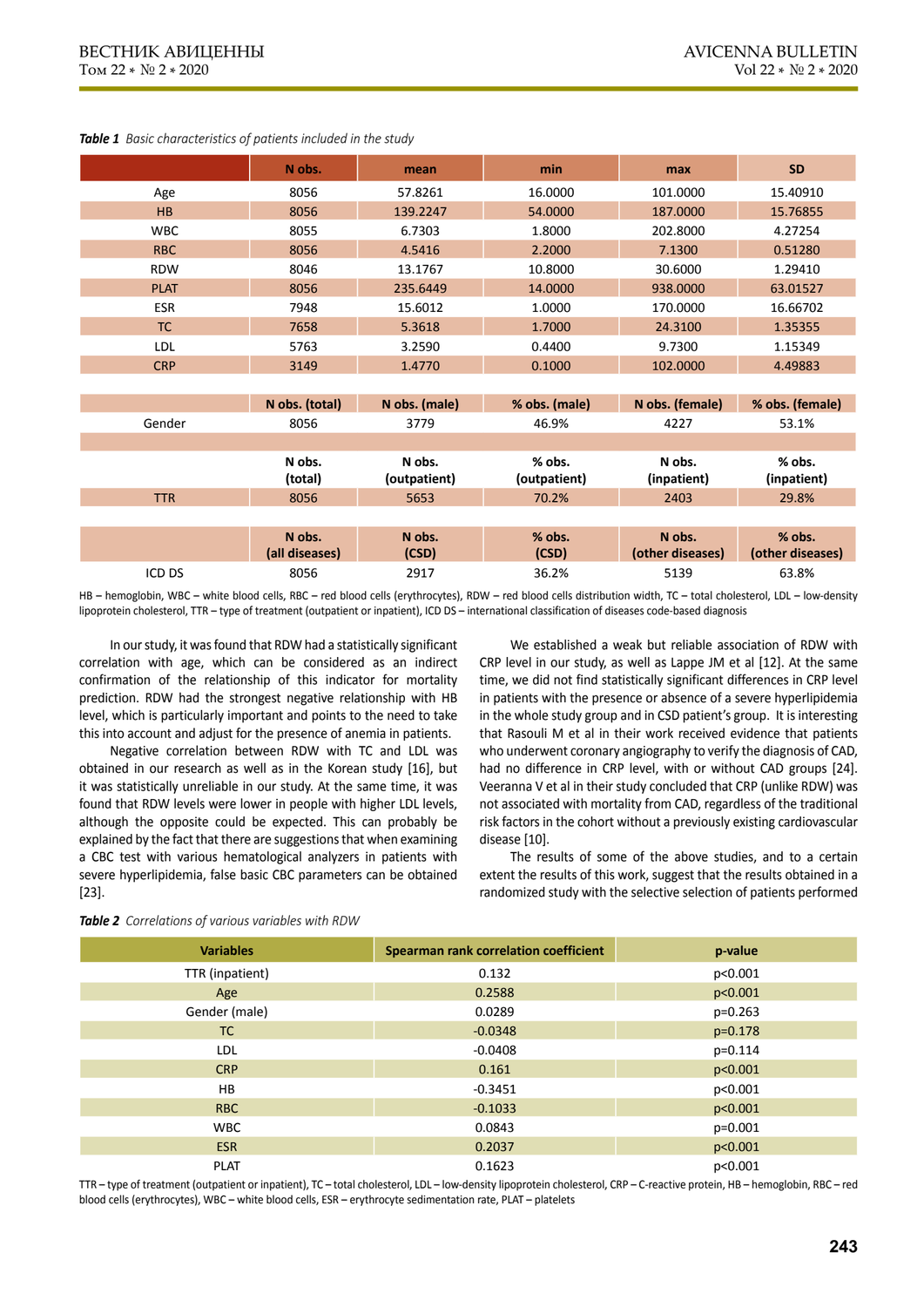***Table 1*** *Basic characteristics of patients included in the study*

| | N obs. | mean | min | max | SD |
|---|---|---|---|---|---|
| Age | 8056 | 57.8261 | 16.0000 | 101.0000 | 15.40910 |
| HB | 8056 | 139.2247 | 54.0000 | 187.0000 | 15.76855 |
| WBC | 8055 | 6.7303 | 1.8000 | 202.8000 | 4.27254 |
| RBC | 8056 | 4.5416 | 2.2000 | 7.1300 | 0.51280 |
| RDW | 8046 | 13.1767 | 10.8000 | 30.6000 | 1.29410 |
| PLAT | 8056 | 235.6449 | 14.0000 | 938.0000 | 63.01527 |
| ESR | 7948 | 15.6012 | 1.0000 | 170.0000 | 16.66702 |
| TC | 7658 | 5.3618 | 1.7000 | 24.3100 | 1.35355 |
| LDL | 5763 | 3.2590 | 0.4400 | 9.7300 | 1.15349 |
| CRP | 3149 | 1.4770 | 0.1000 | 102.0000 | 4.49883 |
| | **N obs. (total)** | **N obs. (male)** | **% obs. (male)** | **N obs. (female)** | **% obs. (female)** |
| Gender | 8056 | 3779 | 46.9% | 4227 | 53.1% |
| | **N obs. (total)** | **N obs. (outpatient)** | **% obs. (outpatient)** | **N obs. (inpatient)** | **% obs. (inpatient)** |
| TTR | 8056 | 5653 | 70.2% | 2403 | 29.8% |
| | **N obs. (all diseases)** | **N obs. (CSD)** | **% obs. (CSD)** | **N obs. (other diseases)** | **% obs. (other diseases)** |
| ICD DS | 8056 | 2917 | 36.2% | 5139 | 63.8% |

HB – hemoglobin, WBC – white blood cells, RBC – red blood cells (erythrocytes), RDW – red blood cells distribution width, TC – total cholesterol, LDL – low-density lipoprotein cholesterol, TTR – type of treatment (outpatient or inpatient), ICD DS – international classification of diseases code-based diagnosis

In our study, it was found that RDW had a statistically significant correlation with age, which can be considered as an indirect confirmation of the relationship of this indicator for mortality prediction. RDW had the strongest negative relationship with HB level, which is particularly important and points to the need to take this into account and adjust for the presence of anemia in patients.

Negative correlation between RDW with TC and LDL was obtained in our research as well as in the Korean study [16], but it was statistically unreliable in our study. At the same time, it was found that RDW levels were lower in people with higher LDL levels, although the opposite could be expected. This can probably be explained by the fact that there are suggestions that when examining a CBC test with various hematological analyzers in patients with severe hyperlipidemia, false basic CBC parameters can be obtained [23].

We established a weak but reliable association of RDW with CRP level in our study, as well as Lappe JM et al [12]. At the same time, we did not find statistically significant differences in CRP level in patients with the presence or absence of a severe hyperlipidemia in the whole study group and in CSD patient's group. It is interesting that Rasouli M et al in their work received evidence that patients who underwent coronary angiography to verify the diagnosis of CAD, had no difference in CRP level, with or without CAD groups [24]. Veeranna V et al in their study concluded that CRP (unlike RDW) was not associated with mortality from CAD, regardless of the traditional risk factors in the cohort without a previously existing cardiovascular disease [10].

The results of some of the above studies, and to a certain extent the results of this work, suggest that the results obtained in a randomized study with the selective selection of patients performed

***Table 2*** *Correlations of various variables with RDW*

| Variables | Spearman rank correlation coefficient | p-value |
|---|---|---|
| TTR (inpatient) | 0.132 | p<0.001 |
| Age | 0.2588 | p<0.001 |
| Gender (male) | 0.0289 | p=0.263 |
| TC | -0.0348 | p=0.178 |
| LDL | -0.0408 | p=0.114 |
| CRP | 0.161 | p<0.001 |
| HB | -0.3451 | p<0.001 |
| RBC | -0.1033 | p<0.001 |
| WBC | 0.0843 | p=0.001 |
| ESR | 0.2037 | p<0.001 |
| PLAT | 0.1623 | p<0.001 |

TTR – type of treatment (outpatient or inpatient), TC – total cholesterol, LDL – low-density lipoprotein cholesterol, CRP – C-reactive protein, HB – hemoglobin, RBC – red blood cells (erythrocytes), WBC – white blood cells, ESR – erythrocyte sedimentation rate, PLAT – platelets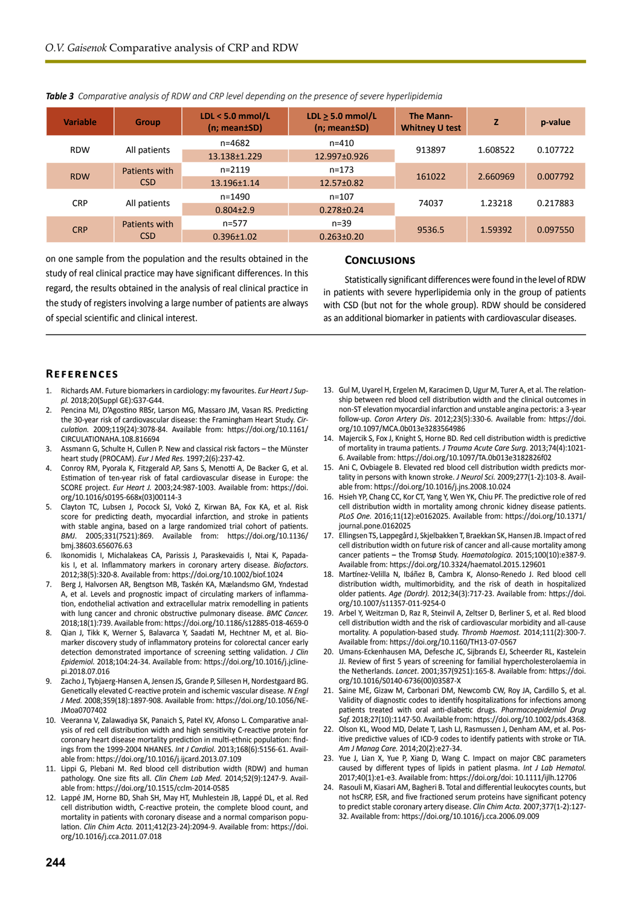*Table 3 Comparative analysis of RDW and CRP level depending on the presence of severe hyperlipidemia*

| Variable | Group | LDL < 5.0 mmol/L (n; mean±SD) | LDL ≥ 5.0 mmol/L (n; mean±SD) | The Mann-Whitney U test | Z | p-value |
|---|---|---|---|---|---|---|
| RDW | All patients | n=4682<br>13.138±1.229 | n=410<br>12.997±0.926 | 913897 | 1.608522 | 0.107722 |
| RDW | Patients with CSD | n=2119<br>13.196±1.14 | n=173<br>12.57±0.82 | 161022 | 2.660969 | 0.007792 |
| CRP | All patients | n=1490<br>0.804±2.9 | n=107<br>0.278±0.24 | 74037 | 1.23218 | 0.217883 |
| CRP | Patients with CSD | n=577<br>0.396±1.02 | n=39<br>0.263±0.20 | 9536.5 | 1.59392 | 0.097550 |

on one sample from the population and the results obtained in the study of real clinical practice may have significant differences. In this regard, the results obtained in the analysis of real clinical practice in the study of registers involving a large number of patients are always of special scientific and clinical interest.

## Conclusions

Statistically significant differences were found in the level of RDW in patients with severe hyperlipidemia only in the group of patients with CSD (but not for the whole group). RDW should be considered as an additional biomarker in patients with cardiovascular diseases.

## References

1. Richards AM. Future biomarkers in cardiology: my favourites. *Eur Heart J Suppl.* 2018;20(Suppl GE):G37-G44.
2. Pencina MJ, D'Agostino RBSr, Larson MG, Massaro JM, Vasan RS. Predicting the 30-year risk of cardiovascular disease: the Framingham Heart Study. *Circulation.* 2009;119(24):3078-84. Available from: https://doi.org/10.1161/CIRCULATIONAHA.108.816694
3. Assmann G, Schulte H, Cullen P. New and classical risk factors – the Münster heart study (PROCAM). *Eur J Med Res.* 1997;2(6):237-42.
4. Conroy RM, Pyorala K, Fitzgerald AP, Sans S, Menotti A, De Backer G, et al. Estimation of ten-year risk of fatal cardiovascular disease in Europe: the SCORE project. *Eur Heart J.* 2003;24:987-1003. Available from: https://doi.org/10.1016/s0195-668x(03)00114-3
5. Clayton TC, Lubsen J, Pocock SJ, Vokó Z, Kirwan BA, Fox KA, et al. Risk score for predicting death, myocardial infarction, and stroke in patients with stable angina, based on a large randomized trial cohort of patients. *BMJ.* 2005;331(7521):869. Available from: https://doi.org/10.1136/bmj.38603.656076.63
6. Ikonomidis I, Michalakeas CA, Parissis J, Paraskevaidis I, Ntai K, Papadakis I, et al. Inflammatory markers in coronary artery disease. *Biofactors.* 2012;38(5):320-8. Available from: https://doi.org/10.1002/biof.1024
7. Berg J, Halvorsen AR, Bengtson MB, Taskén KA, Mælandsmo GM, Yndestad A, et al. Levels and prognostic impact of circulating markers of inflammation, endothelial activation and extracellular matrix remodelling in patients with lung cancer and chronic obstructive pulmonary disease. *BMC Cancer.* 2018;18(1):739. Available from: https://doi.org/10.1186/s12885-018-4659-0
8. Qian J, Tikk K, Werner S, Balavarca Y, Saadati M, Hechtner M, et al. Biomarker discovery study of inflammatory proteins for colorectal cancer early detection demonstrated importance of screening setting validation. *J Clin Epidemiol.* 2018;104:24-34. Available from: https://doi.org/10.1016/j.jclinepi.2018.07.016
9. Zacho J, Tybjaerg-Hansen A, Jensen JS, Grande P, Sillesen H, Nordestgaard BG. Genetically elevated C-reactive protein and ischemic vascular disease. *N Engl J Med.* 2008;359(18):1897-908. Available from: https://doi.org/10.1056/NEJMoa0707402
10. Veeranna V, Zalawadiya SK, Panaich S, Patel KV, Afonso L. Comparative analysis of red cell distribution width and high sensitivity C-reactive protein for coronary heart disease mortality prediction in multi-ethnic population: findings from the 1999-2004 NHANES. *Int J Cardiol.* 2013;168(6):5156-61. Available from: https://doi.org/10.1016/j.ijcard.2013.07.109
11. Lippi G, Plebani M. Red blood cell distribution width (RDW) and human pathology. One size fits all. *Clin Chem Lab Med.* 2014;52(9):1247-9. Available from: https://doi.org/10.1515/cclm-2014-0585
12. Lappé JM, Horne BD, Shah SH, May HT, Muhlestein JB, Lappé DL, et al. Red cell distribution width, C-reactive protein, the complete blood count, and mortality in patients with coronary disease and a normal comparison population. *Clin Chim Acta.* 2011;412(23-24):2094-9. Available from: https://doi.org/10.1016/j.cca.2011.07.018
13. Gul M, Uyarel H, Ergelen M, Karacimen D, Ugur M, Turer A, et al. The relationship between red blood cell distribution width and the clinical outcomes in non-ST elevation myocardial infarction and unstable angina pectoris: a 3-year follow-up. *Coron Artery Dis.* 2012;23(5):330-6. Available from: https://doi.org/10.1097/MCA.0b013e3283564986
14. Majercik S, Fox J, Knight S, Horne BD. Red cell distribution width is predictive of mortality in trauma patients. *J Trauma Acute Care Surg.* 2013;74(4):1021-6. Available from: https://doi.org/10.1097/TA.0b013e3182826f02
15. Ani C, Ovbiagele B. Elevated red blood cell distribution width predicts mortality in persons with known stroke. *J Neurol Sci.* 2009;277(1-2):103-8. Available from: https://doi.org/10.1016/j.jns.2008.10.024
16. Hsieh YP, Chang CC, Kor CT, Yang Y, Wen YK, Chiu PF. The predictive role of red cell distribution width in mortality among chronic kidney disease patients. *PLoS One.* 2016;11(12):e0162025. Available from: https://doi.org/10.1371/journal.pone.0162025
17. Ellingsen TS, Lappegård J, Skjelbakken T, Braekkan SK, Hansen JB. Impact of red cell distribution width on future risk of cancer and all-cause mortality among cancer patients – the Tromsø Study. *Haematologica.* 2015;100(10):e387-9. Available from: https://doi.org/10.3324/haematol.2015.129601
18. Martínez-Velilla N, Ibáñez B, Cambra K, Alonso-Renedo J. Red blood cell distribution width, multimorbidity, and the risk of death in hospitalized older patients. *Age (Dordr).* 2012;34(3):717-23. Available from: https://doi.org/10.1007/s11357-011-9254-0
19. Arbel Y, Weitzman D, Raz R, Steinvil A, Zeltser D, Berliner S, et al. Red blood cell distribution width and the risk of cardiovascular morbidity and all-cause mortality. A population-based study. *Thromb Haemost.* 2014;111(2):300-7. Available from: https://doi.org/10.1160/TH13-07-0567
20. Umans-Eckenhausen MA, Defesche JC, Sijbrands EJ, Scheerder RL, Kastelein JJ. Review of first 5 years of screening for familial hypercholesterolaemia in the Netherlands. *Lancet.* 2001;357(9251):165-8. Available from: https://doi.org/10.1016/S0140-6736(00)03587-X
21. Saine ME, Gizaw M, Carbonari DM, Newcomb CW, Roy JA, Cardillo S, et al. Validity of diagnostic codes to identify hospitalizations for infections among patients treated with oral anti-diabetic drugs. *Pharmacoepidemiol Drug Saf.* 2018;27(10):1147-50. Available from: https://doi.org/10.1002/pds.4368.
22. Olson KL, Wood MD, Delate T, Lash LJ, Rasmussen J, Denham AM, et al. Positive predictive values of ICD-9 codes to identify patients with stroke or TIA. *Am J Manag Care.* 2014;20(2):e27-34.
23. Yue J, Lian X, Yue P, Xiang D, Wang C. Impact on major CBC parameters caused by different types of lipids in patient plasma. *Int J Lab Hematol.* 2017;40(1):e1-e3. Available from: https://doi.org/doi: 10.1111/ijlh.12706
24. Rasouli M, Kiasari AM, Bagheri B. Total and differential leukocytes counts, but not hsCRP, ESR, and five fractioned serum proteins have significant potency to predict stable coronary artery disease. *Clin Chim Acta.* 2007;377(1-2):127-32. Available from: https://doi.org/10.1016/j.cca.2006.09.009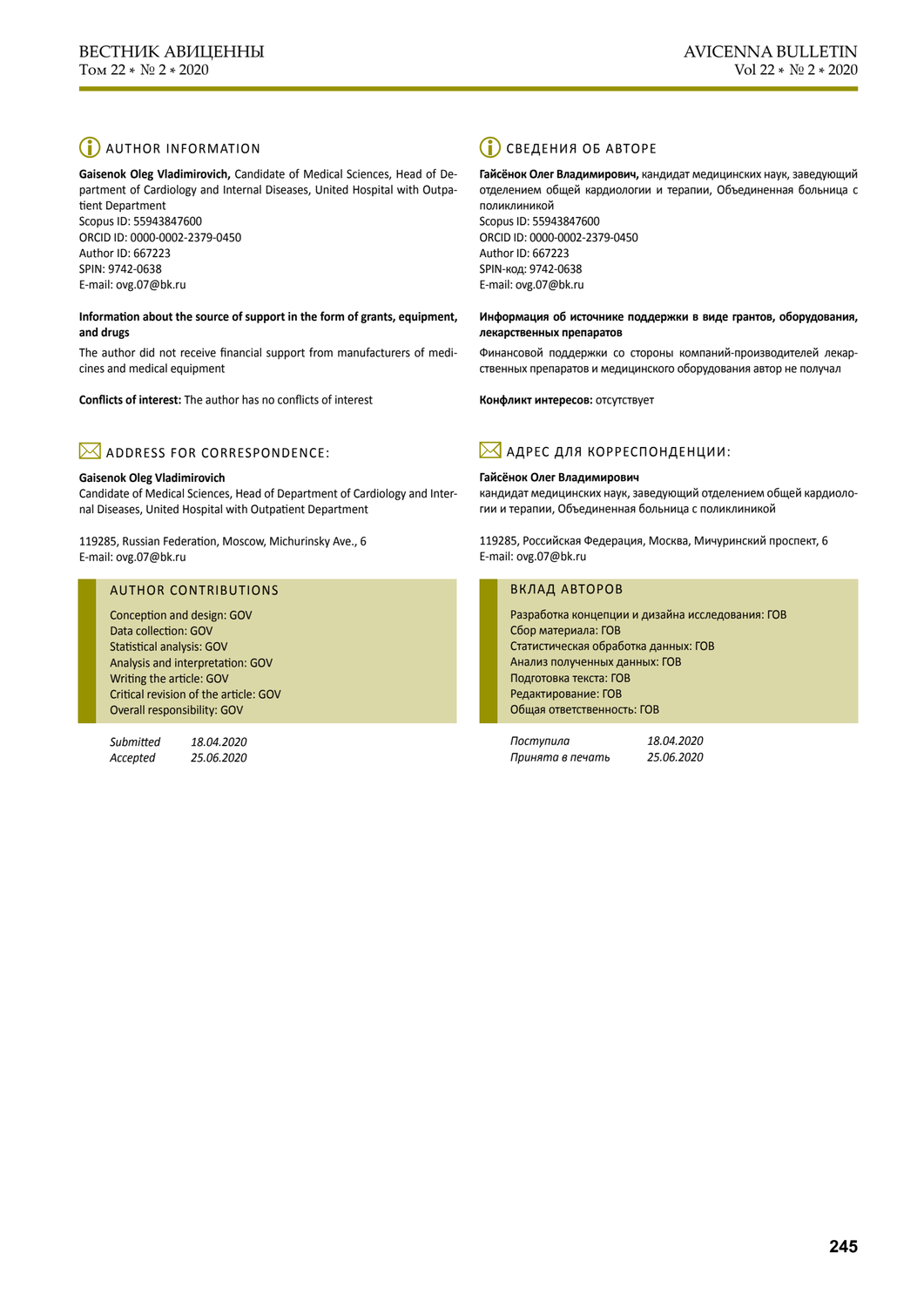## AUTHOR INFORMATION

**Gaisenok Oleg Vladimirovich,** Candidate of Medical Sciences, Head of Department of Cardiology and Internal Diseases, United Hospital with Outpatient Department
Scopus ID: 55943847600
ORCID ID: 0000-0002-2379-0450
Author ID: 667223
SPIN: 9742-0638
E-mail: ovg.07@bk.ru

**Information about the source of support in the form of grants, equipment, and drugs**

The author did not receive financial support from manufacturers of medicines and medical equipment

**Conflicts of interest:** The author has no conflicts of interest

## ADDRESS FOR CORRESPONDENCE:

**Gaisenok Oleg Vladimirovich**
Candidate of Medical Sciences, Head of Department of Cardiology and Internal Diseases, United Hospital with Outpatient Department

119285, Russian Federation, Moscow, Michurinsky Ave., 6
E-mail: ovg.07@bk.ru

### AUTHOR CONTRIBUTIONS

Conception and design: GOV
Data collection: GOV
Statistical analysis: GOV
Analysis and interpretation: GOV
Writing the article: GOV
Critical revision of the article: GOV
Overall responsibility: GOV

*Submitted 18.04.2020*
*Accepted 25.06.2020*

## СВЕДЕНИЯ ОБ АВТОРЕ

**Гайсёнок Олег Владимирович,** кандидат медицинских наук, заведующий отделением общей кардиологии и терапии, Объединенная больница с поликлиникой
Scopus ID: 55943847600
ORCID ID: 0000-0002-2379-0450
Author ID: 667223
SPIN-код: 9742-0638
E-mail: ovg.07@bk.ru

**Информация об источнике поддержки в виде грантов, оборудования, лекарственных препаратов**

Финансовой поддержки со стороны компаний-производителей лекарственных препаратов и медицинского оборудования автор не получал

**Конфликт интересов:** отсутствует

## АДРЕС ДЛЯ КОРРЕСПОНДЕНЦИИ:

**Гайсёнок Олег Владимирович**
кандидат медицинских наук, заведующий отделением общей кардиологии и терапии, Объединенная больница с поликлиникой

119285, Российская Федерация, Москва, Мичуринский проспект, 6
E-mail: ovg.07@bk.ru

### ВКЛАД АВТОРОВ

Разработка концепции и дизайна исследования: ГОВ
Сбор материала: ГОВ
Статистическая обработка данных: ГОВ
Анализ полученных данных: ГОВ
Подготовка текста: ГОВ
Редактирование: ГОВ
Общая ответственность: ГОВ

*Поступила 18.04.2020*
*Принята в печать 25.06.2020*